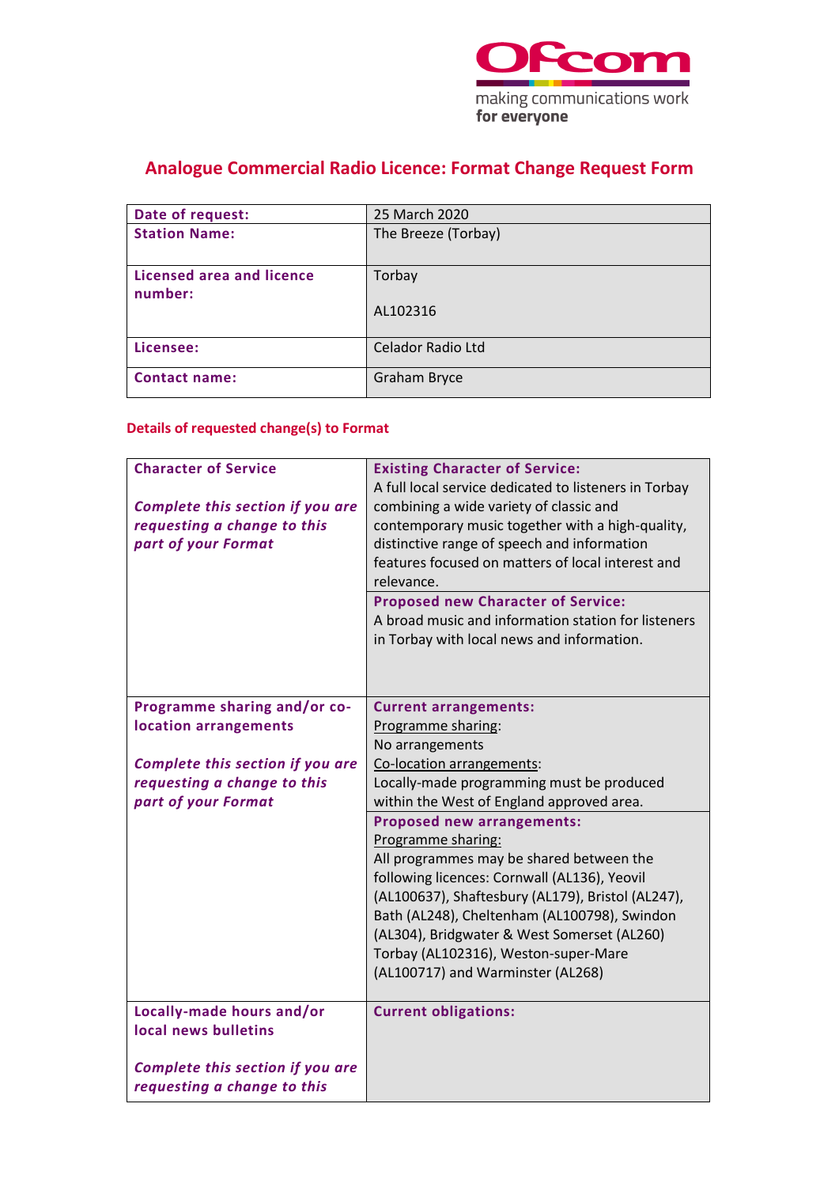# Analogue Commercial Radio Licence: Format Change Request Form

| | |
|---|---|
| **Date of request:** | 25 March 2020 |
| **Station Name:** | The Breeze (Torbay) |
| **Licensed area and licence number:** | Torbay<br><br>AL102316 |
| **Licensee:** | Celador Radio Ltd |
| **Contact name:** | Graham Bryce |

## Details of requested change(s) to Format

| | |
|---|---|
| **Character of Service**<br><br>***Complete this section if you are requesting a change to this part of your Format*** | **Existing Character of Service:**<br>A full local service dedicated to listeners in Torbay combining a wide variety of classic and contemporary music together with a high-quality, distinctive range of speech and information features focused on matters of local interest and relevance. |
| | **Proposed new Character of Service:**<br>A broad music and information station for listeners in Torbay with local news and information. |
| **Programme sharing and/or co-location arrangements**<br><br>***Complete this section if you are requesting a change to this part of your Format*** | **Current arrangements:**<br>Programme sharing:<br>No arrangements<br>Co-location arrangements:<br>Locally-made programming must be produced within the West of England approved area. |
| | **Proposed new arrangements:**<br>Programme sharing:<br>All programmes may be shared between the following licences: Cornwall (AL136), Yeovil (AL100637), Shaftesbury (AL179), Bristol (AL247), Bath (AL248), Cheltenham (AL100798), Swindon (AL304), Bridgwater & West Somerset (AL260) Torbay (AL102316), Weston-super-Mare (AL100717) and Warminster (AL268) |
| **Locally-made hours and/or local news bulletins**<br><br>***Complete this section if you are requesting a change to this*** | **Current obligations:** |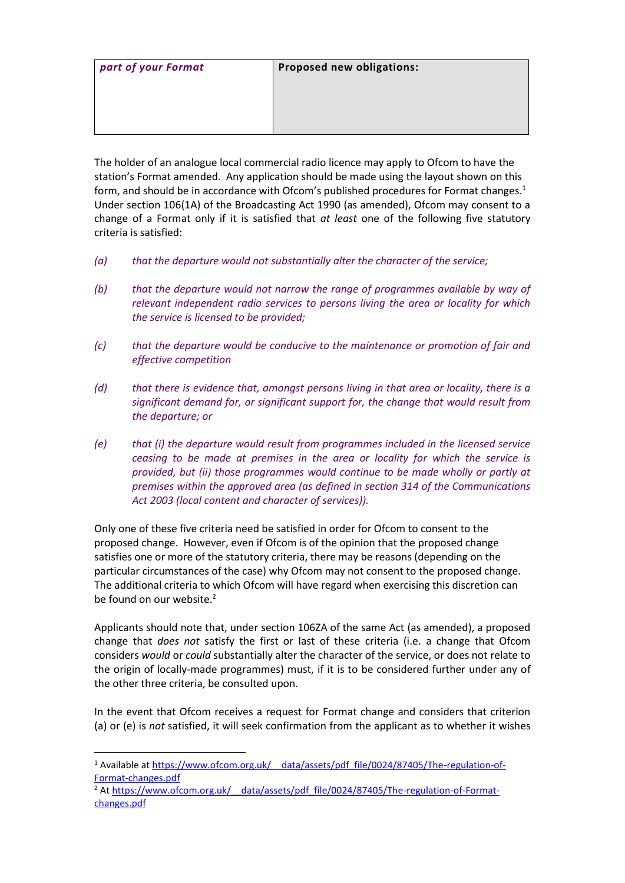| *part of your Format* | **Proposed new obligations:** |
|---|---|

The holder of an analogue local commercial radio licence may apply to Ofcom to have the station's Format amended. Any application should be made using the layout shown on this form, and should be in accordance with Ofcom's published procedures for Format changes.[1] Under section 106(1A) of the Broadcasting Act 1990 (as amended), Ofcom may consent to a change of a Format only if it is satisfied that *at least* one of the following five statutory criteria is satisfied:

*(a)* *that the departure would not substantially alter the character of the service;*

*(b)* *that the departure would not narrow the range of programmes available by way of relevant independent radio services to persons living the area or locality for which the service is licensed to be provided;*

*(c)* *that the departure would be conducive to the maintenance or promotion of fair and effective competition*

*(d)* *that there is evidence that, amongst persons living in that area or locality, there is a significant demand for, or significant support for, the change that would result from the departure; or*

*(e)* *that (i) the departure would result from programmes included in the licensed service ceasing to be made at premises in the area or locality for which the service is provided, but (ii) those programmes would continue to be made wholly or partly at premises within the approved area (as defined in section 314 of the Communications Act 2003 (local content and character of services)).*

Only one of these five criteria need be satisfied in order for Ofcom to consent to the proposed change. However, even if Ofcom is of the opinion that the proposed change satisfies one or more of the statutory criteria, there may be reasons (depending on the particular circumstances of the case) why Ofcom may not consent to the proposed change. The additional criteria to which Ofcom will have regard when exercising this discretion can be found on our website.[2]

Applicants should note that, under section 106ZA of the same Act (as amended), a proposed change that *does not* satisfy the first or last of these criteria (i.e. a change that Ofcom considers *would* or *could* substantially alter the character of the service, or does not relate to the origin of locally-made programmes) must, if it is to be considered further under any of the other three criteria, be consulted upon.

In the event that Ofcom receives a request for Format change and considers that criterion (a) or (e) is *not* satisfied, it will seek confirmation from the applicant as to whether it wishes

---

[1] Available at https://www.ofcom.org.uk/__data/assets/pdf_file/0024/87405/The-regulation-of-Format-changes.pdf

[2] At https://www.ofcom.org.uk/__data/assets/pdf_file/0024/87405/The-regulation-of-Format-changes.pdf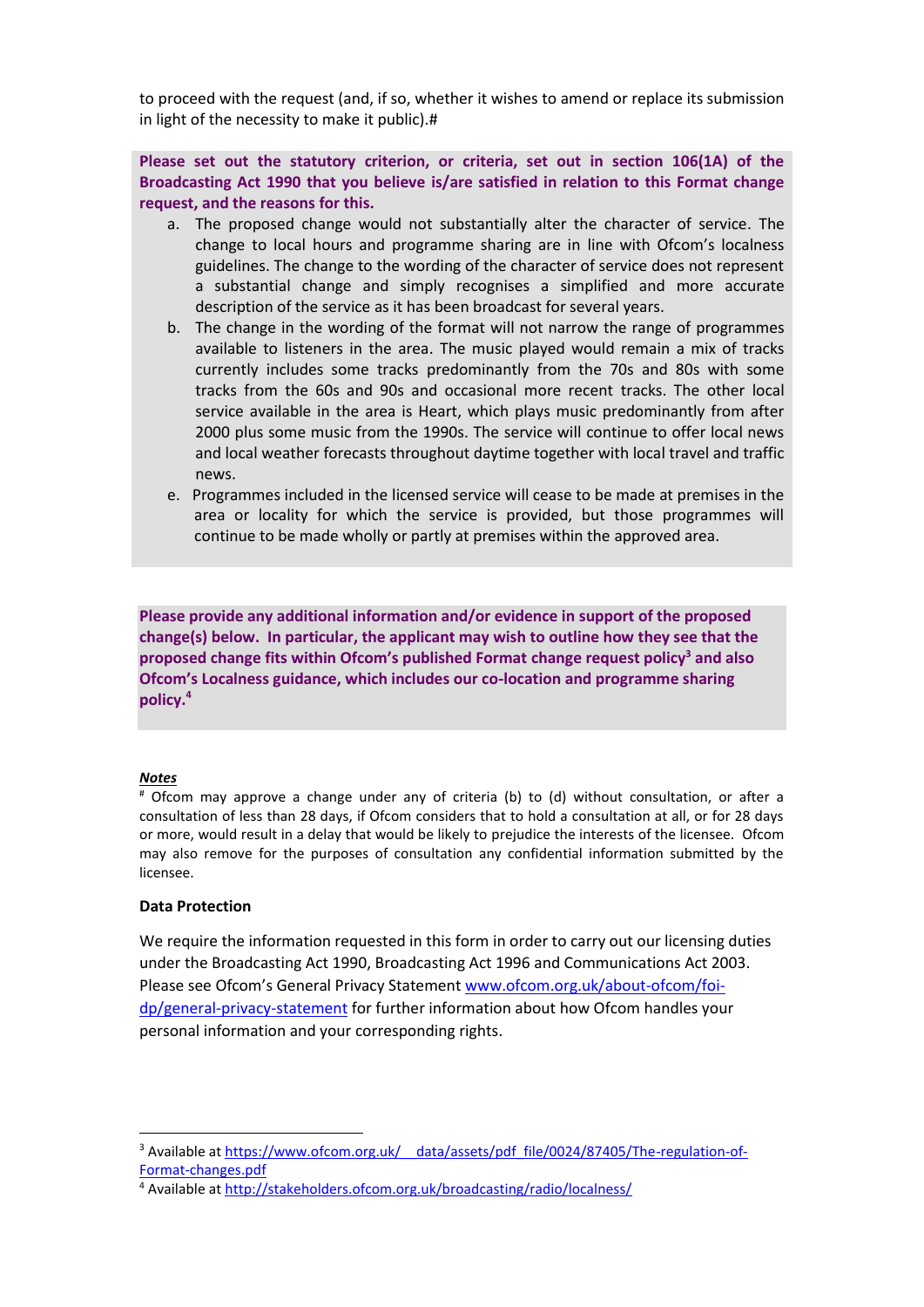to proceed with the request (and, if so, whether it wishes to amend or replace its submission in light of the necessity to make it public).#

**Please set out the statutory criterion, or criteria, set out in section 106(1A) of the Broadcasting Act 1990 that you believe is/are satisfied in relation to this Format change request, and the reasons for this.**

a. The proposed change would not substantially alter the character of service. The change to local hours and programme sharing are in line with Ofcom's localness guidelines. The change to the wording of the character of service does not represent a substantial change and simply recognises a simplified and more accurate description of the service as it has been broadcast for several years.

b. The change in the wording of the format will not narrow the range of programmes available to listeners in the area. The music played would remain a mix of tracks currently includes some tracks predominantly from the 70s and 80s with some tracks from the 60s and 90s and occasional more recent tracks. The other local service available in the area is Heart, which plays music predominantly from after 2000 plus some music from the 1990s. The service will continue to offer local news and local weather forecasts throughout daytime together with local travel and traffic news.

e. Programmes included in the licensed service will cease to be made at premises in the area or locality for which the service is provided, but those programmes will continue to be made wholly or partly at premises within the approved area.

**Please provide any additional information and/or evidence in support of the proposed change(s) below. In particular, the applicant may wish to outline how they see that the proposed change fits within Ofcom's published Format change request policy[3] and also Ofcom's Localness guidance, which includes our co-location and programme sharing policy.[4]**

***Notes***

[#] Ofcom may approve a change under any of criteria (b) to (d) without consultation, or after a consultation of less than 28 days, if Ofcom considers that to hold a consultation at all, or for 28 days or more, would result in a delay that would be likely to prejudice the interests of the licensee. Ofcom may also remove for the purposes of consultation any confidential information submitted by the licensee.

**Data Protection**

We require the information requested in this form in order to carry out our licensing duties under the Broadcasting Act 1990, Broadcasting Act 1996 and Communications Act 2003. Please see Ofcom's General Privacy Statement www.ofcom.org.uk/about-ofcom/foi-dp/general-privacy-statement for further information about how Ofcom handles your personal information and your corresponding rights.

---

[3] Available at https://www.ofcom.org.uk/__data/assets/pdf_file/0024/87405/The-regulation-of-Format-changes.pdf

[4] Available at http://stakeholders.ofcom.org.uk/broadcasting/radio/localness/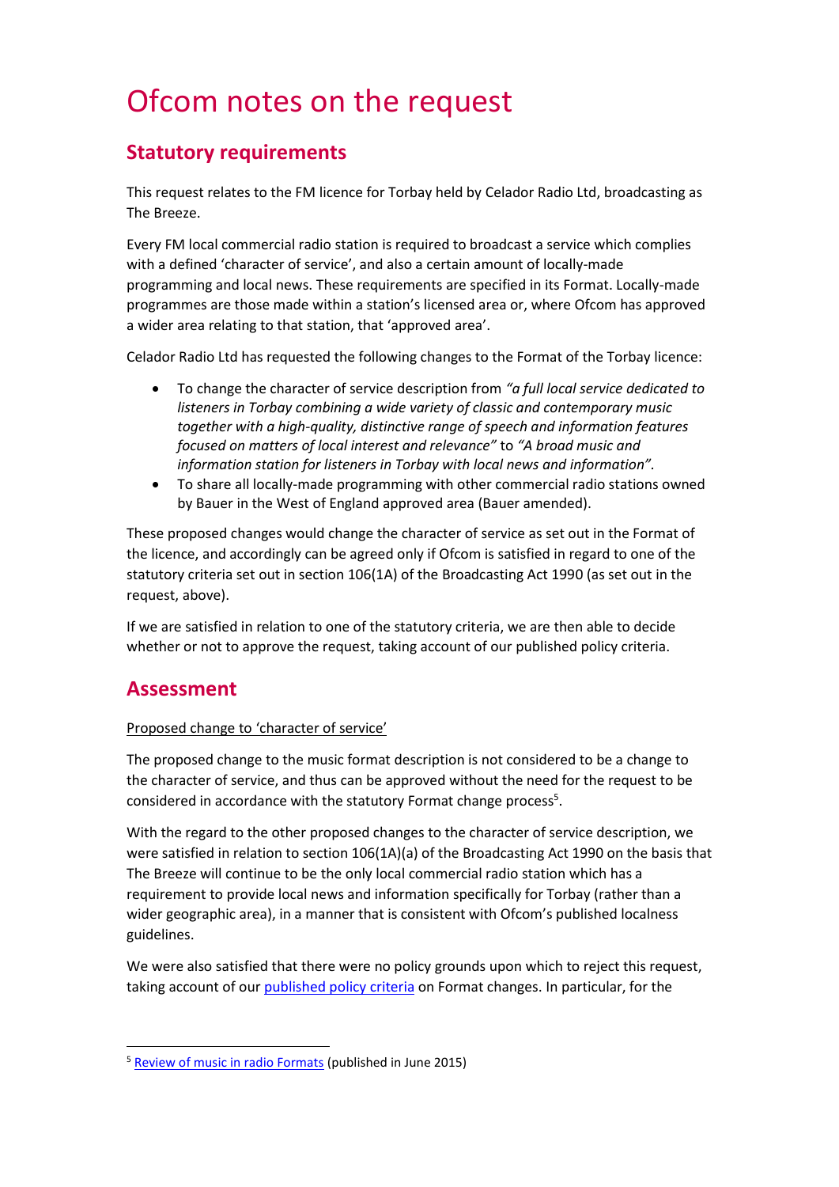# Ofcom notes on the request

## Statutory requirements

This request relates to the FM licence for Torbay held by Celador Radio Ltd, broadcasting as The Breeze.

Every FM local commercial radio station is required to broadcast a service which complies with a defined 'character of service', and also a certain amount of locally-made programming and local news. These requirements are specified in its Format. Locally-made programmes are those made within a station's licensed area or, where Ofcom has approved a wider area relating to that station, that 'approved area'.

Celador Radio Ltd has requested the following changes to the Format of the Torbay licence:

- To change the character of service description from *"a full local service dedicated to listeners in Torbay combining a wide variety of classic and contemporary music together with a high-quality, distinctive range of speech and information features focused on matters of local interest and relevance"* to *"A broad music and information station for listeners in Torbay with local news and information".*
- To share all locally-made programming with other commercial radio stations owned by Bauer in the West of England approved area (Bauer amended).

These proposed changes would change the character of service as set out in the Format of the licence, and accordingly can be agreed only if Ofcom is satisfied in regard to one of the statutory criteria set out in section 106(1A) of the Broadcasting Act 1990 (as set out in the request, above).

If we are satisfied in relation to one of the statutory criteria, we are then able to decide whether or not to approve the request, taking account of our published policy criteria.

## Assessment

Proposed change to 'character of service'

The proposed change to the music format description is not considered to be a change to the character of service, and thus can be approved without the need for the request to be considered in accordance with the statutory Format change process[5].

With the regard to the other proposed changes to the character of service description, we were satisfied in relation to section 106(1A)(a) of the Broadcasting Act 1990 on the basis that The Breeze will continue to be the only local commercial radio station which has a requirement to provide local news and information specifically for Torbay (rather than a wider geographic area), in a manner that is consistent with Ofcom's published localness guidelines.

We were also satisfied that there were no policy grounds upon which to reject this request, taking account of our published policy criteria on Format changes. In particular, for the

[5] Review of music in radio Formats (published in June 2015)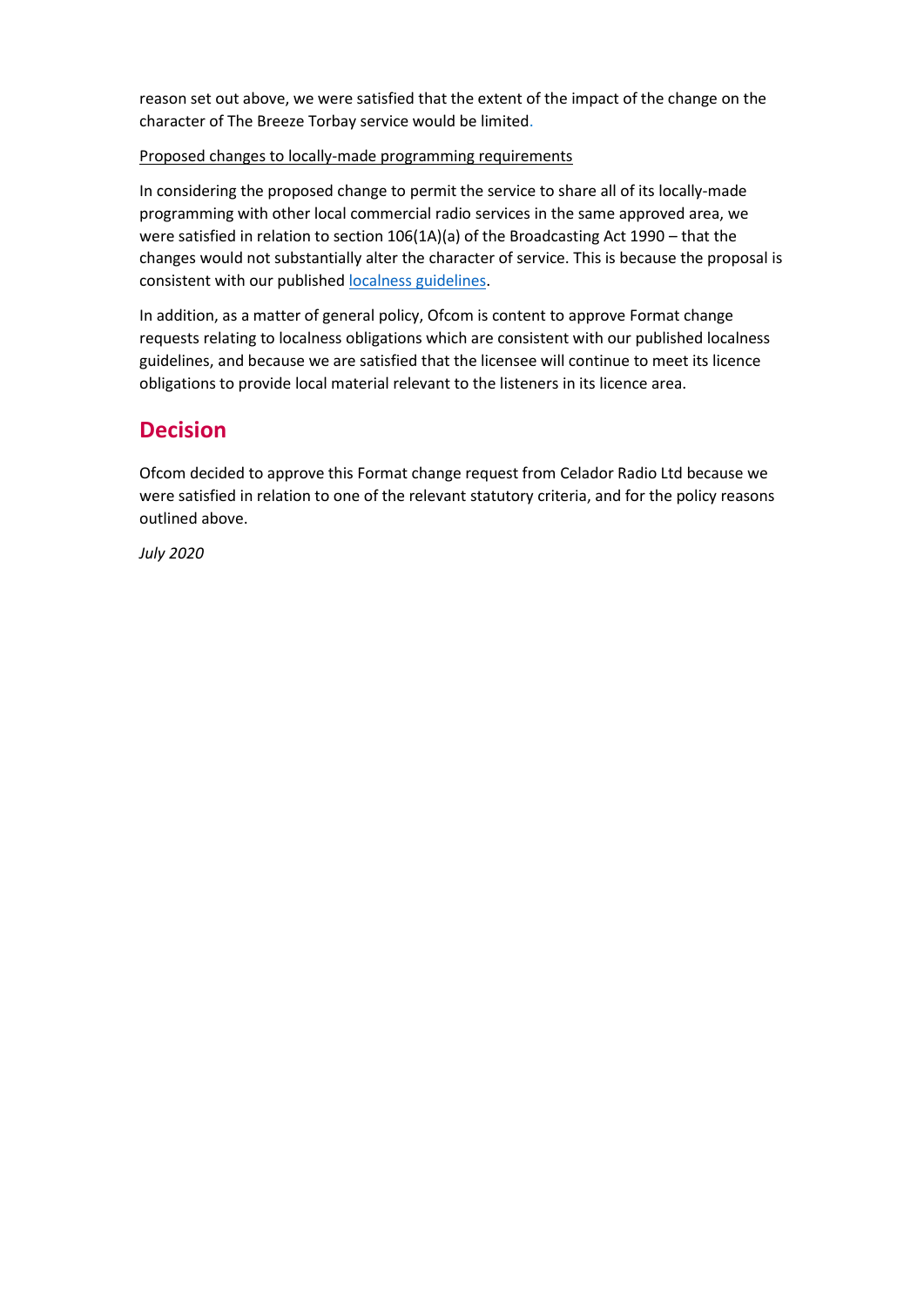reason set out above, we were satisfied that the extent of the impact of the change on the character of The Breeze Torbay service would be limited.

Proposed changes to locally-made programming requirements

In considering the proposed change to permit the service to share all of its locally-made programming with other local commercial radio services in the same approved area, we were satisfied in relation to section 106(1A)(a) of the Broadcasting Act 1990 – that the changes would not substantially alter the character of service. This is because the proposal is consistent with our published localness guidelines.

In addition, as a matter of general policy, Ofcom is content to approve Format change requests relating to localness obligations which are consistent with our published localness guidelines, and because we are satisfied that the licensee will continue to meet its licence obligations to provide local material relevant to the listeners in its licence area.

## Decision

Ofcom decided to approve this Format change request from Celador Radio Ltd because we were satisfied in relation to one of the relevant statutory criteria, and for the policy reasons outlined above.

*July 2020*